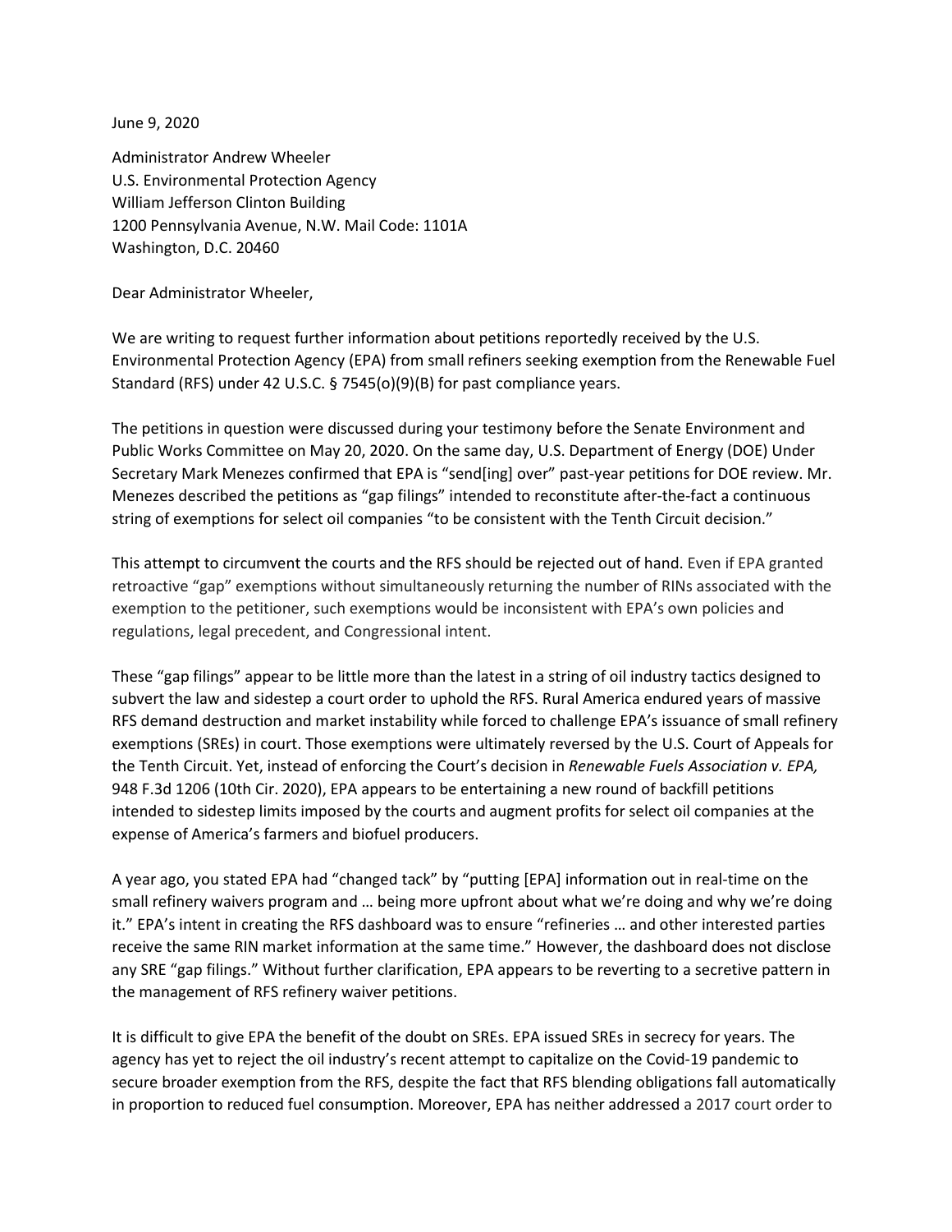June 9, 2020

Administrator Andrew Wheeler
U.S. Environmental Protection Agency
William Jefferson Clinton Building
1200 Pennsylvania Avenue, N.W. Mail Code: 1101A
Washington, D.C. 20460

Dear Administrator Wheeler,

We are writing to request further information about petitions reportedly received by the U.S. Environmental Protection Agency (EPA) from small refiners seeking exemption from the Renewable Fuel Standard (RFS) under 42 U.S.C. § 7545(o)(9)(B) for past compliance years.

The petitions in question were discussed during your testimony before the Senate Environment and Public Works Committee on May 20, 2020. On the same day, U.S. Department of Energy (DOE) Under Secretary Mark Menezes confirmed that EPA is "send[ing] over" past-year petitions for DOE review. Mr. Menezes described the petitions as "gap filings" intended to reconstitute after-the-fact a continuous string of exemptions for select oil companies "to be consistent with the Tenth Circuit decision."

This attempt to circumvent the courts and the RFS should be rejected out of hand. Even if EPA granted retroactive "gap" exemptions without simultaneously returning the number of RINs associated with the exemption to the petitioner, such exemptions would be inconsistent with EPA's own policies and regulations, legal precedent, and Congressional intent.

These "gap filings" appear to be little more than the latest in a string of oil industry tactics designed to subvert the law and sidestep a court order to uphold the RFS. Rural America endured years of massive RFS demand destruction and market instability while forced to challenge EPA's issuance of small refinery exemptions (SREs) in court. Those exemptions were ultimately reversed by the U.S. Court of Appeals for the Tenth Circuit. Yet, instead of enforcing the Court's decision in *Renewable Fuels Association v. EPA,* 948 F.3d 1206 (10th Cir. 2020), EPA appears to be entertaining a new round of backfill petitions intended to sidestep limits imposed by the courts and augment profits for select oil companies at the expense of America's farmers and biofuel producers.

A year ago, you stated EPA had "changed tack" by "putting [EPA] information out in real-time on the small refinery waivers program and … being more upfront about what we're doing and why we're doing it." EPA's intent in creating the RFS dashboard was to ensure "refineries … and other interested parties receive the same RIN market information at the same time." However, the dashboard does not disclose any SRE "gap filings." Without further clarification, EPA appears to be reverting to a secretive pattern in the management of RFS refinery waiver petitions.

It is difficult to give EPA the benefit of the doubt on SREs. EPA issued SREs in secrecy for years. The agency has yet to reject the oil industry's recent attempt to capitalize on the Covid-19 pandemic to secure broader exemption from the RFS, despite the fact that RFS blending obligations fall automatically in proportion to reduced fuel consumption. Moreover, EPA has neither addressed a 2017 court order to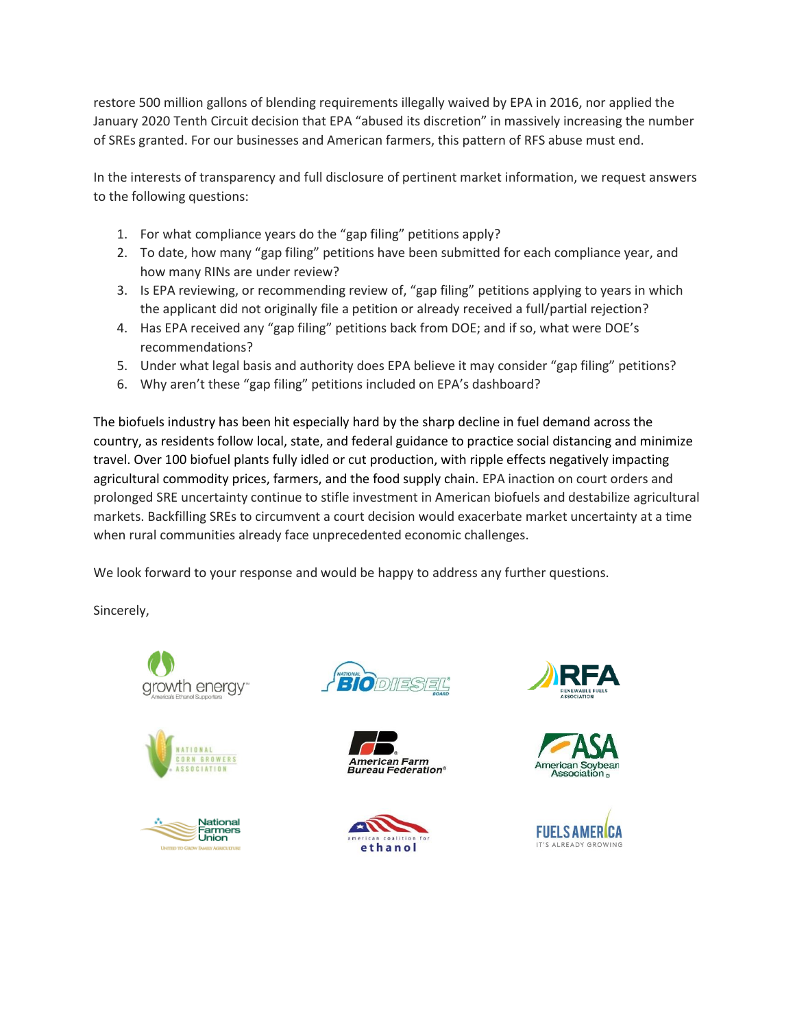restore 500 million gallons of blending requirements illegally waived by EPA in 2016, nor applied the January 2020 Tenth Circuit decision that EPA "abused its discretion" in massively increasing the number of SREs granted. For our businesses and American farmers, this pattern of RFS abuse must end.

In the interests of transparency and full disclosure of pertinent market information, we request answers to the following questions:

1. For what compliance years do the "gap filing" petitions apply?
2. To date, how many "gap filing" petitions have been submitted for each compliance year, and how many RINs are under review?
3. Is EPA reviewing, or recommending review of, "gap filing" petitions applying to years in which the applicant did not originally file a petition or already received a full/partial rejection?
4. Has EPA received any "gap filing" petitions back from DOE; and if so, what were DOE's recommendations?
5. Under what legal basis and authority does EPA believe it may consider "gap filing" petitions?
6. Why aren't these "gap filing" petitions included on EPA's dashboard?

The biofuels industry has been hit especially hard by the sharp decline in fuel demand across the country, as residents follow local, state, and federal guidance to practice social distancing and minimize travel. Over 100 biofuel plants fully idled or cut production, with ripple effects negatively impacting agricultural commodity prices, farmers, and the food supply chain. EPA inaction on court orders and prolonged SRE uncertainty continue to stifle investment in American biofuels and destabilize agricultural markets. Backfilling SREs to circumvent a court decision would exacerbate market uncertainty at a time when rural communities already face unprecedented economic challenges.

We look forward to your response and would be happy to address any further questions.

Sincerely,

Growth Energy

National Biodiesel Board

Renewable Fuels Association

National Corn Growers Association

American Farm Bureau Federation

American Soybean Association

National Farmers Union

American Coalition for Ethanol

Fuels America